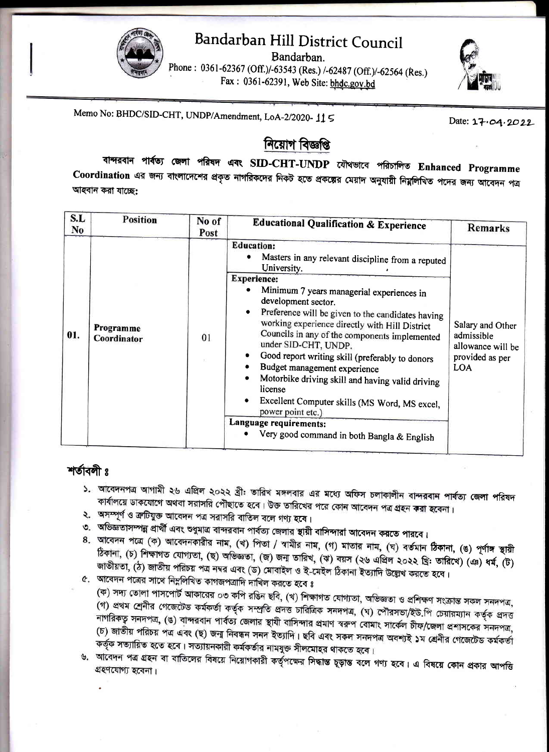# Bandarban Hill District Council

Bandarban.

Phone : 0361-62367 (Off.)/-63543 (Res.) /-62487 (Off.)/-62564 (Res.)

Fax : 0361-62391, Web Site: bhdc.gov.bd

Memo No: BHDC/SID-CHT, UNDP/Amendment, LoA-2/2020- 115

Date: 17.04.2022

## নিয়োগ বিজ্ঞপ্তি

বান্দরবান পার্বত্য জেলা পরিষদ এবং **SID-CHT-UNDP** যৌথভাবে পরিচালিত **Enhanced Programme Coordination** এর জন্য বাংলাদেশের প্রকৃত নাগরিকদের নিকট হতে প্রকল্পের মেয়াদ অনুযায়ী নিম্নলিখিত পদের জন্য আবেদন পত্র আহবান করা যাচ্ছে:

| S.L No | Position | No of Post | Educational Qualification & Experience | Remarks |
|---|---|---|---|---|
| 01. | Programme Coordinator | 01 | **Education:**<br>• Masters in any relevant discipline from a reputed University.<br>**Experience:**<br>• Minimum 7 years managerial experiences in development sector.<br>• Preference will be given to the candidates having working experience directly with Hill District Councils in any of the components implemented under SID-CHT, UNDP.<br>• Good report writing skill (preferably to donors<br>• Budget management experience<br>• Motorbike driving skill and having valid driving license<br>• Excellent Computer skills (MS Word, MS excel, power point etc.)<br>**Language requirements:**<br>• Very good command in both Bangla & English | Salary and Other admissible allowance will be provided as per LOA |

## শর্তাবলী ঃ

১. আবেদনপত্র আগামী ২৬ এপ্রিল ২০২২ খ্রী: তারিখ মঙ্গলবার এর মধ্যে অফিস চলাকালীন বান্দরবান পার্বত্য জেলা পরিষদ কার্যালয়ে ডাকযোগে অথবা সরাসরি পৌঁছাতে হবে। উক্ত তারিখের পরে কোন আবেদন পত্র গ্রহন করা হবেনা।

২. অসম্পূর্ণ ও ত্রুটিযুক্ত আবেদন পত্র সরাসরি বাতিল বলে গণ্য হবে।

৩. অভিজ্ঞতাসম্পন্ন প্রার্থী এবং শুধুমাত্র বান্দরবান পার্বত্য জেলার স্থায়ী বাসিন্দারা আবেদন করতে পারবে।

৪. আবেদন পত্রে (ক) আবেদনকারীর নাম, (খ) পিতা / স্বামীর নাম, (গ) মাতার নাম, (ঘ) বর্তমান ঠিকানা, (ঙ) পূর্ণাঙ্গ স্থায়ী ঠিকানা, (চ) শিক্ষাগত যোগ্যতা, (ছ) অভিজ্ঞতা, (জ) জন্ম তারিখ, (ঝ) বয়স (২৬ এপ্রিল ২০২২ খ্রি: তারিখে) (ঞ) ধর্ম, (ট) জাতীয়তা, (ঠ) জাতীয় পরিচয় পত্র নম্বর এবং (ড) মোবাইল ও ই-মেইল ঠিকানা ইত্যাদি উল্লেখ করতে হবে।

৫. আবেদন পত্রের সাথে নিম্নলিখিত কাগজপত্রাদি দাখিল করতে হবে ঃ

(ক) সদ্য তোলা পাসপোর্ট আকারের ০৩ কপি রঙিন ছবি, (খ) শিক্ষাগত যোগ্যতা, অভিজ্ঞতা ও প্রশিক্ষণ সংক্রান্ত সকল সনদপত্র, (গ) প্রথম শ্রেনীর গেজেটেড কর্মকর্তা কর্তৃক সম্প্রতি প্রদত্ত চারিত্রিক সনদপত্র, (ঘ) পৌরসভা/ইউ.পি চেয়ারম্যান কর্তৃক প্রদত্ত নাগরিকত্ব সনদপত্র, (ঙ) বান্দরবান পার্বত্য জেলার স্থায়ী বাসিন্দার প্রমাণ স্বরুপ বোমাং সার্কেল চীফ/জেলা প্রশাসকের সনদপত্র, (চ) জাতীয় পরিচয় পত্র এবং (ছ) জন্ম নিবন্ধন সনদ ইত্যাদি। ছবি এবং সকল সনদপত্র অবশ্যই ১ম শ্রেনীর গেজেটেড কর্মকর্তা কর্তৃক সত্যায়িত হতে হবে। সত্যায়নকারী কর্মকর্তার নামযুক্ত সীলমোহর থাকতে হবে।

৬. আবেদন পত্র গ্রহন বা বাতিলের বিষয়ে নিয়োগকারী কর্তৃপক্ষের সিদ্ধান্ত চূড়ান্ত বলে গণ্য হবে। এ বিষয়ে কোন প্রকার আপত্তি গ্রহণযোগ্য হবেনা।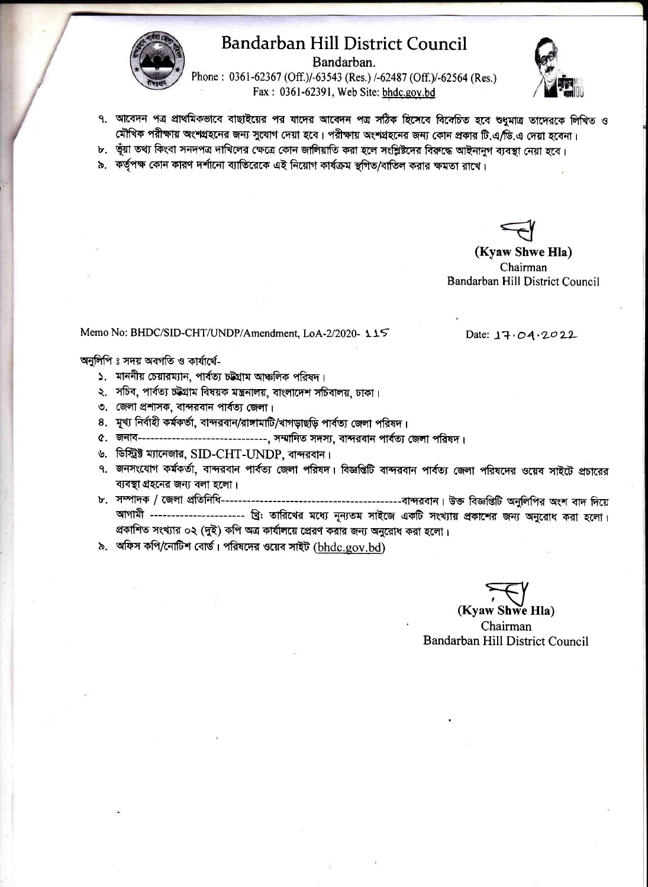# Bandarban Hill District Council

Bandarban.

Phone : 0361-62367 (Off.)/-63543 (Res.) /-62487 (Off.)/-62564 (Res.)

Fax : 0361-62391, Web Site: bhdc.gov.bd

৭. আবেদন পত্র প্রাথমিকভাবে বাছাইয়ের পর যাদের আবেদন পত্র সঠিক হিসেবে বিবেচিত হবে শুধুমাত্র তাদেরকে লিখিত ও মৌখিক পরীক্ষায় অংশগ্রহনের জন্য সুযোগ দেয়া হবে। পরীক্ষায় অংশগ্রহনের জন্য কোন প্রকার টি.এ/ডি.এ দেয়া হবেনা।

৮. ভূঁয়া তথ্য কিংবা সনদপত্র দাখিলের ক্ষেত্রে কোন জালিয়াতি করা হলে সংশ্লিষ্টদের বিরুদ্ধে আইনানুগ ব্যবস্থা নেয়া হবে।

৯. কর্তৃপক্ষ কোন কারণ দর্শানো ব্যাতিরেকে এই নিয়োগ কার্যক্রম স্থগিত/বাতিল করার ক্ষমতা রাখে।

**(Kyaw Shwe Hla)**
Chairman
Bandarban Hill District Council

Memo No: BHDC/SID-CHT/UNDP/Amendment, LoA-2/2020- 115

Date: 17.04.2022

অনুলিপি ঃ সদয় অবগতি ও কার্যার্থে-

১. মাননীয় চেয়ারম্যান, পার্বত্য চট্টগ্রাম আঞ্চলিক পরিষদ।
২. সচিব, পার্বত্য চট্টগ্রাম বিষয়ক মন্ত্রনালয়, বাংলাদেশ সচিবালয়, ঢাকা।
৩. জেলা প্রশাসক, বান্দরবান পার্বত্য জেলা।
৪. মূখ্য নির্বাহী কর্মকর্তা, বান্দরবান/রাঙ্গামাটি/খাগড়াছড়ি পার্বত্য জেলা পরিষদ।
৫. জনাব------------------------------, সম্মানিত সদস্য, বান্দরবান পার্বত্য জেলা পরিষদ।
৬. ডিস্ট্রিক্ট ম্যানেজার, SID-CHT-UNDP, বান্দরবান।
৭. জনসংযোগ কর্মকর্তা, বান্দরবান পার্বত্য জেলা পরিষদ। বিজ্ঞপ্তিটি বান্দরবান পার্বত্য জেলা পরিষদের ওয়েব সাইটে প্রচারের ব্যবস্থা গ্রহনের জন্য বলা হলো।
৮. সম্পাদক / জেলা প্রতিনিধি------------------------------------------বান্দরবান। উক্ত বিজ্ঞপ্তিটি অনুলিপির অংশ বাদ দিয়ে আগামী ---------------------- খ্রিঃ তারিখের মধ্যে নূন্যতম সাইজে একটি সংখ্যায় প্রকাশের জন্য অনুরোধ করা হলো। প্রকাশিত সংখ্যার ০২ (দুই) কপি অত্র কার্যালয়ে প্রেরণ করার জন্য অনুরোধ করা হলো।
৯. অফিস কপি/নোটিশ বোর্ড। পরিষদের ওয়েব সাইট (bhdc.gov.bd)

**(Kyaw Shwe Hla)**
Chairman
Bandarban Hill District Council